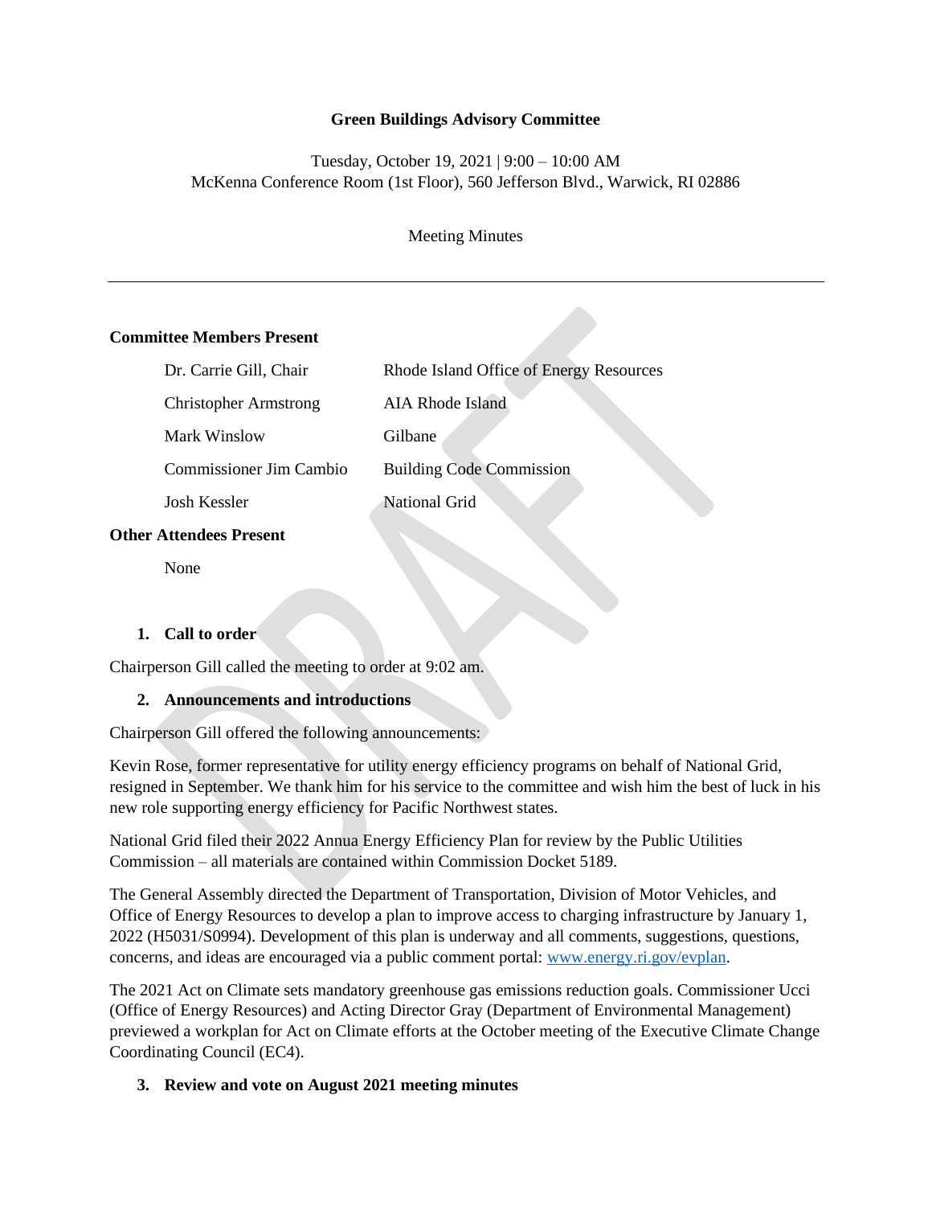# Green Buildings Advisory Committee

Tuesday, October 19, 2021 | 9:00 – 10:00 AM
McKenna Conference Room (1st Floor), 560 Jefferson Blvd., Warwick, RI 02886

Meeting Minutes

---

**Committee Members Present**

| | |
|---|---|
| Dr. Carrie Gill, Chair | Rhode Island Office of Energy Resources |
| Christopher Armstrong | AIA Rhode Island |
| Mark Winslow | Gilbane |
| Commissioner Jim Cambio | Building Code Commission |
| Josh Kessler | National Grid |

**Other Attendees Present**

None

1. **Call to order**

Chairperson Gill called the meeting to order at 9:02 am.

2. **Announcements and introductions**

Chairperson Gill offered the following announcements:

Kevin Rose, former representative for utility energy efficiency programs on behalf of National Grid, resigned in September. We thank him for his service to the committee and wish him the best of luck in his new role supporting energy efficiency for Pacific Northwest states.

National Grid filed their 2022 Annua Energy Efficiency Plan for review by the Public Utilities Commission – all materials are contained within Commission Docket 5189.

The General Assembly directed the Department of Transportation, Division of Motor Vehicles, and Office of Energy Resources to develop a plan to improve access to charging infrastructure by January 1, 2022 (H5031/S0994). Development of this plan is underway and all comments, suggestions, questions, concerns, and ideas are encouraged via a public comment portal: www.energy.ri.gov/evplan.

The 2021 Act on Climate sets mandatory greenhouse gas emissions reduction goals. Commissioner Ucci (Office of Energy Resources) and Acting Director Gray (Department of Environmental Management) previewed a workplan for Act on Climate efforts at the October meeting of the Executive Climate Change Coordinating Council (EC4).

3. **Review and vote on August 2021 meeting minutes**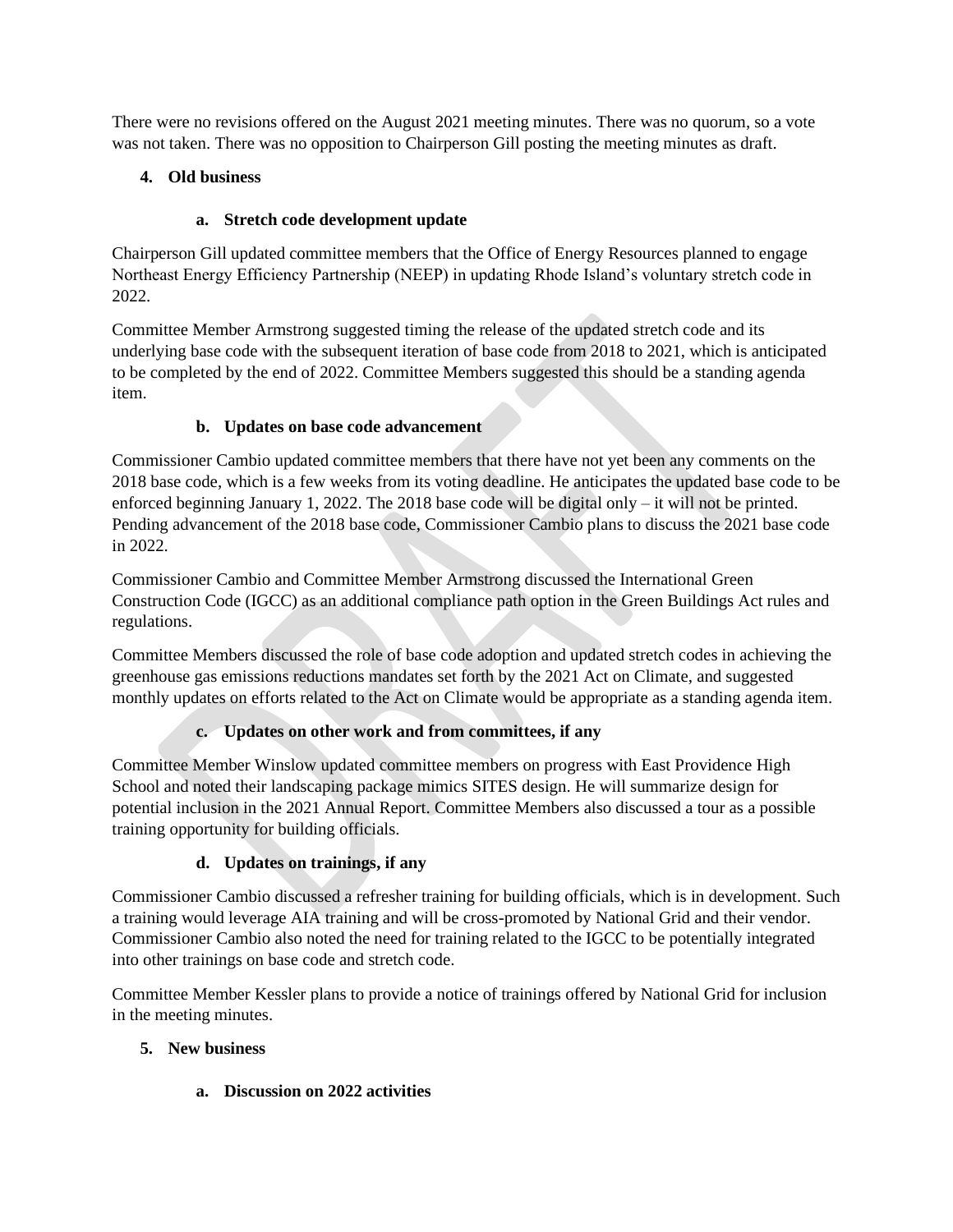There were no revisions offered on the August 2021 meeting minutes. There was no quorum, so a vote was not taken. There was no opposition to Chairperson Gill posting the meeting minutes as draft.

## 4. Old business

### a. Stretch code development update

Chairperson Gill updated committee members that the Office of Energy Resources planned to engage Northeast Energy Efficiency Partnership (NEEP) in updating Rhode Island's voluntary stretch code in 2022.

Committee Member Armstrong suggested timing the release of the updated stretch code and its underlying base code with the subsequent iteration of base code from 2018 to 2021, which is anticipated to be completed by the end of 2022. Committee Members suggested this should be a standing agenda item.

### b. Updates on base code advancement

Commissioner Cambio updated committee members that there have not yet been any comments on the 2018 base code, which is a few weeks from its voting deadline. He anticipates the updated base code to be enforced beginning January 1, 2022. The 2018 base code will be digital only – it will not be printed. Pending advancement of the 2018 base code, Commissioner Cambio plans to discuss the 2021 base code in 2022.

Commissioner Cambio and Committee Member Armstrong discussed the International Green Construction Code (IGCC) as an additional compliance path option in the Green Buildings Act rules and regulations.

Committee Members discussed the role of base code adoption and updated stretch codes in achieving the greenhouse gas emissions reductions mandates set forth by the 2021 Act on Climate, and suggested monthly updates on efforts related to the Act on Climate would be appropriate as a standing agenda item.

### c. Updates on other work and from committees, if any

Committee Member Winslow updated committee members on progress with East Providence High School and noted their landscaping package mimics SITES design. He will summarize design for potential inclusion in the 2021 Annual Report. Committee Members also discussed a tour as a possible training opportunity for building officials.

### d. Updates on trainings, if any

Commissioner Cambio discussed a refresher training for building officials, which is in development. Such a training would leverage AIA training and will be cross-promoted by National Grid and their vendor. Commissioner Cambio also noted the need for training related to the IGCC to be potentially integrated into other trainings on base code and stretch code.

Committee Member Kessler plans to provide a notice of trainings offered by National Grid for inclusion in the meeting minutes.

## 5. New business

### a. Discussion on 2022 activities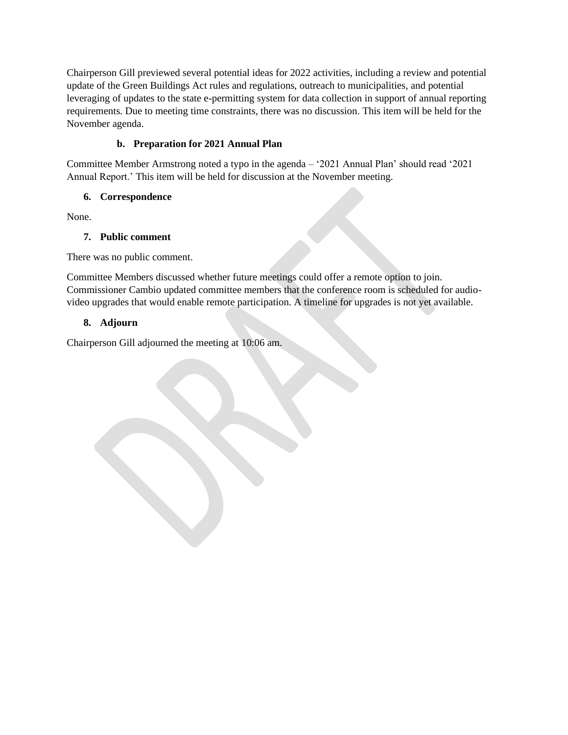Chairperson Gill previewed several potential ideas for 2022 activities, including a review and potential update of the Green Buildings Act rules and regulations, outreach to municipalities, and potential leveraging of updates to the state e-permitting system for data collection in support of annual reporting requirements. Due to meeting time constraints, there was no discussion. This item will be held for the November agenda.

**b. Preparation for 2021 Annual Plan**

Committee Member Armstrong noted a typo in the agenda – '2021 Annual Plan' should read '2021 Annual Report.' This item will be held for discussion at the November meeting.

**6. Correspondence**

None.

**7. Public comment**

There was no public comment.

Committee Members discussed whether future meetings could offer a remote option to join. Commissioner Cambio updated committee members that the conference room is scheduled for audio-video upgrades that would enable remote participation. A timeline for upgrades is not yet available.

**8. Adjourn**

Chairperson Gill adjourned the meeting at 10:06 am.